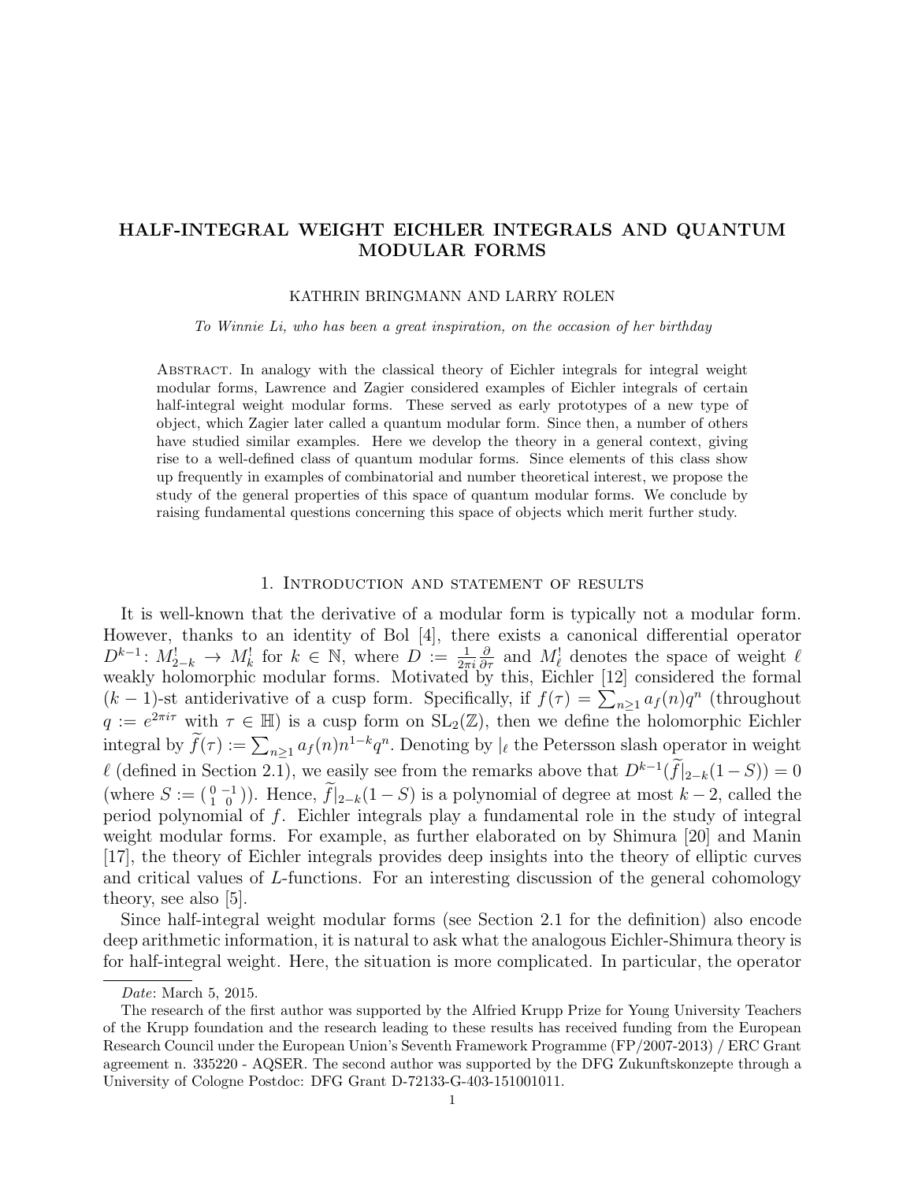# HALF-INTEGRAL WEIGHT EICHLER INTEGRALS AND QUANTUM MODULAR FORMS

KATHRIN BRINGMANN AND LARRY ROLEN

*To Winnie Li, who has been a great inspiration, on the occasion of her birthday*

Abstract. In analogy with the classical theory of Eichler integrals for integral weight modular forms, Lawrence and Zagier considered examples of Eichler integrals of certain half-integral weight modular forms. These served as early prototypes of a new type of object, which Zagier later called a quantum modular form. Since then, a number of others have studied similar examples. Here we develop the theory in a general context, giving rise to a well-defined class of quantum modular forms. Since elements of this class show up frequently in examples of combinatorial and number theoretical interest, we propose the study of the general properties of this space of quantum modular forms. We conclude by raising fundamental questions concerning this space of objects which merit further study.

## 1. Introduction and statement of results

It is well-known that the derivative of a modular form is typically not a modular form. However, thanks to an identity of Bol [4], there exists a canonical differential operator $D^{k-1}\colon M_{2-k}^! \to M_k^!$ for $k \in \mathbb{N}$, where $D := \frac{1}{2\pi i}\frac{\partial}{\partial \tau}$ and $M_\ell^!$ denotes the space of weight $\ell$ weakly holomorphic modular forms. Motivated by this, Eichler [12] considered the formal $(k-1)$-st antiderivative of a cusp form. Specifically, if $f(\tau) = \sum_{n\geq 1} a_f(n)q^n$ (throughout $q := e^{2\pi i \tau}$ with $\tau \in \mathbb{H}$) is a cusp form on $\mathrm{SL}_2(\mathbb{Z})$, then we define the holomorphic Eichler integral by $\widetilde{f}(\tau) := \sum_{n\geq 1} a_f(n)n^{1-k}q^n$. Denoting by $|_\ell$ the Petersson slash operator in weight $\ell$ (defined in Section 2.1), we easily see from the remarks above that $D^{k-1}(\widetilde{f}|_{2-k}(1-S)) = 0$ (where $S := \left(\begin{smallmatrix} 0 & -1 \\ 1 & 0 \end{smallmatrix}\right)$). Hence, $\widetilde{f}|_{2-k}(1-S)$ is a polynomial of degree at most $k-2$, called the period polynomial of $f$. Eichler integrals play a fundamental role in the study of integral weight modular forms. For example, as further elaborated on by Shimura [20] and Manin [17], the theory of Eichler integrals provides deep insights into the theory of elliptic curves and critical values of $L$-functions. For an interesting discussion of the general cohomology theory, see also [5].

Since half-integral weight modular forms (see Section 2.1 for the definition) also encode deep arithmetic information, it is natural to ask what the analogous Eichler-Shimura theory is for half-integral weight. Here, the situation is more complicated. In particular, the operator

---

*Date*: March 5, 2015.

The research of the first author was supported by the Alfried Krupp Prize for Young University Teachers of the Krupp foundation and the research leading to these results has received funding from the European Research Council under the European Union's Seventh Framework Programme (FP/2007-2013) / ERC Grant agreement n. 335220 - AQSER. The second author was supported by the DFG Zukunftskonzepte through a University of Cologne Postdoc: DFG Grant D-72133-G-403-151001011.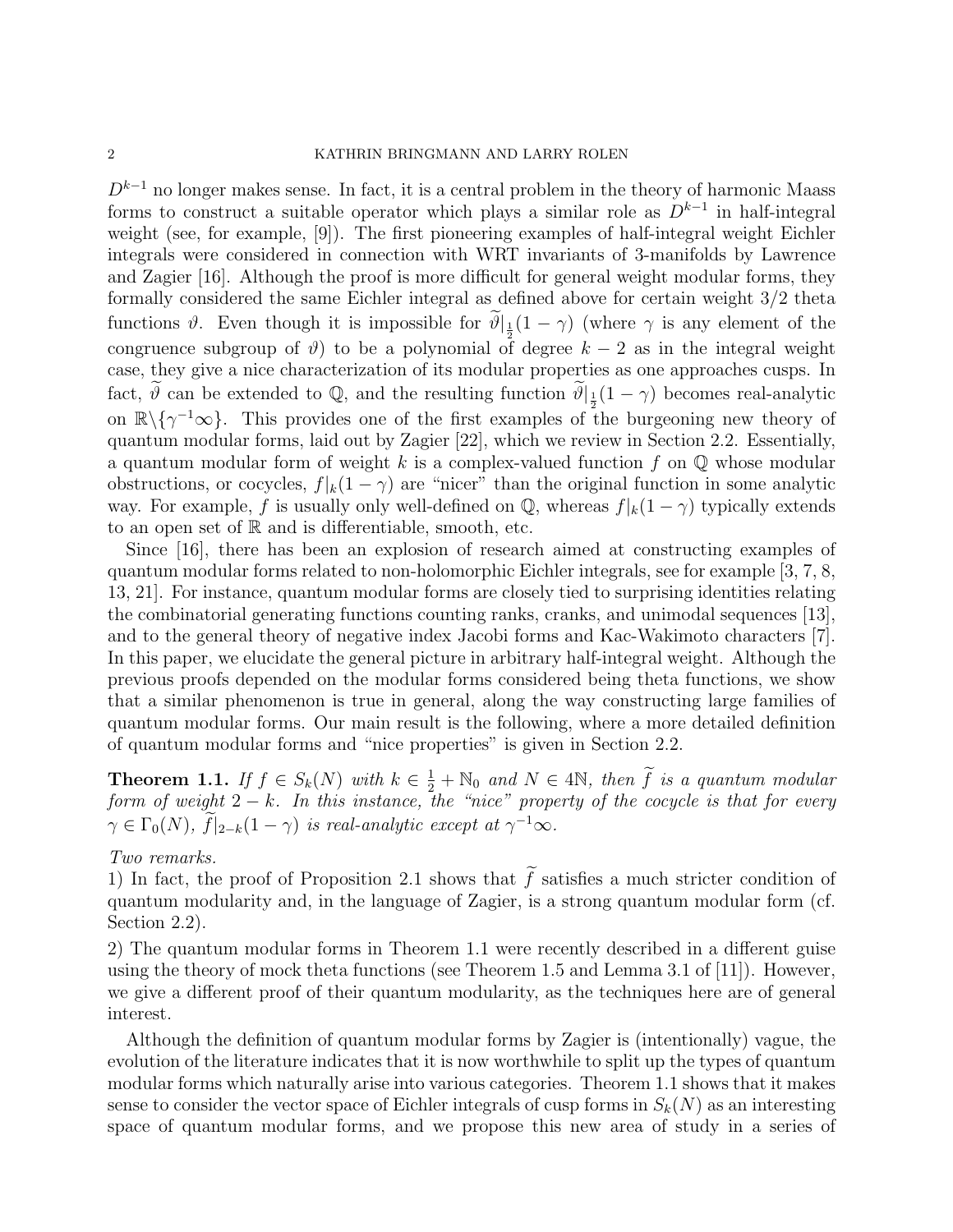$D^{k-1}$ no longer makes sense. In fact, it is a central problem in the theory of harmonic Maass forms to construct a suitable operator which plays a similar role as $D^{k-1}$ in half-integral weight (see, for example, [9]). The first pioneering examples of half-integral weight Eichler integrals were considered in connection with WRT invariants of 3-manifolds by Lawrence and Zagier [16]. Although the proof is more difficult for general weight modular forms, they formally considered the same Eichler integral as defined above for certain weight 3/2 theta functions $\vartheta$. Even though it is impossible for $\widetilde{\vartheta}|_{\frac{1}{2}}(1-\gamma)$ (where $\gamma$ is any element of the congruence subgroup of $\vartheta$) to be a polynomial of degree $k-2$ as in the integral weight case, they give a nice characterization of its modular properties as one approaches cusps. In fact, $\widetilde{\vartheta}$ can be extended to $\mathbb{Q}$, and the resulting function $\widetilde{\vartheta}|_{\frac{1}{2}}(1-\gamma)$ becomes real-analytic on $\mathbb{R}\backslash\{\gamma^{-1}\infty\}$. This provides one of the first examples of the burgeoning new theory of quantum modular forms, laid out by Zagier [22], which we review in Section 2.2. Essentially, a quantum modular form of weight $k$ is a complex-valued function $f$ on $\mathbb{Q}$ whose modular obstructions, or cocycles, $f|_k(1-\gamma)$ are "nicer" than the original function in some analytic way. For example, $f$ is usually only well-defined on $\mathbb{Q}$, whereas $f|_k(1-\gamma)$ typically extends to an open set of $\mathbb{R}$ and is differentiable, smooth, etc.

Since [16], there has been an explosion of research aimed at constructing examples of quantum modular forms related to non-holomorphic Eichler integrals, see for example [3, 7, 8, 13, 21]. For instance, quantum modular forms are closely tied to surprising identities relating the combinatorial generating functions counting ranks, cranks, and unimodal sequences [13], and to the general theory of negative index Jacobi forms and Kac-Wakimoto characters [7]. In this paper, we elucidate the general picture in arbitrary half-integral weight. Although the previous proofs depended on the modular forms considered being theta functions, we show that a similar phenomenon is true in general, along the way constructing large families of quantum modular forms. Our main result is the following, where a more detailed definition of quantum modular forms and "nice properties" is given in Section 2.2.

**Theorem 1.1.** *If $f \in S_k(N)$ with $k \in \frac{1}{2}+\mathbb{N}_0$ and $N \in 4\mathbb{N}$, then $\widetilde{f}$ is a quantum modular form of weight $2-k$. In this instance, the "nice" property of the cocycle is that for every $\gamma \in \Gamma_0(N)$, $\widetilde{f}|_{2-k}(1-\gamma)$ is real-analytic except at $\gamma^{-1}\infty$.*

*Two remarks.*
1) In fact, the proof of Proposition 2.1 shows that $\widetilde{f}$ satisfies a much stricter condition of quantum modularity and, in the language of Zagier, is a strong quantum modular form (cf. Section 2.2).
2) The quantum modular forms in Theorem 1.1 were recently described in a different guise using the theory of mock theta functions (see Theorem 1.5 and Lemma 3.1 of [11]). However, we give a different proof of their quantum modularity, as the techniques here are of general interest.

Although the definition of quantum modular forms by Zagier is (intentionally) vague, the evolution of the literature indicates that it is now worthwhile to split up the types of quantum modular forms which naturally arise into various categories. Theorem 1.1 shows that it makes sense to consider the vector space of Eichler integrals of cusp forms in $S_k(N)$ as an interesting space of quantum modular forms, and we propose this new area of study in a series of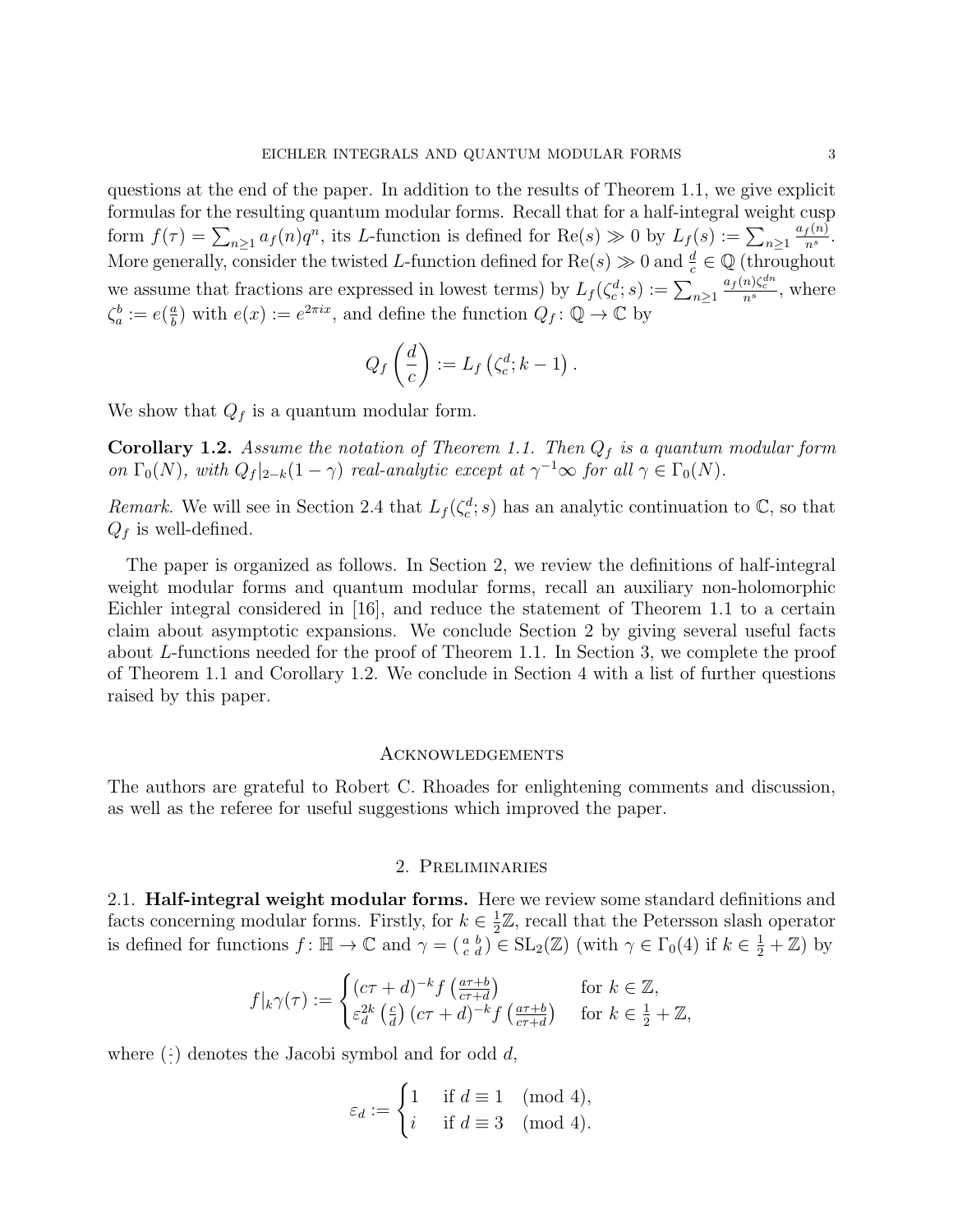questions at the end of the paper. In addition to the results of Theorem 1.1, we give explicit formulas for the resulting quantum modular forms. Recall that for a half-integral weight cusp form $f(\tau) = \sum_{n\geq 1} a_f(n) q^n$, its $L$-function is defined for $\mathrm{Re}(s) \gg 0$ by $L_f(s) := \sum_{n\geq 1} \frac{a_f(n)}{n^s}$. More generally, consider the twisted $L$-function defined for $\mathrm{Re}(s) \gg 0$ and $\frac{d}{c} \in \mathbb{Q}$ (throughout we assume that fractions are expressed in lowest terms) by $L_f(\zeta_c^d; s) := \sum_{n\geq 1} \frac{a_f(n)\zeta_c^{dn}}{n^s}$, where $\zeta_a^b := e(\frac{a}{b})$ with $e(x) := e^{2\pi i x}$, and define the function $Q_f \colon \mathbb{Q} \to \mathbb{C}$ by

$$Q_f\left(\frac{d}{c}\right) := L_f\left(\zeta_c^d; k-1\right).$$

We show that $Q_f$ is a quantum modular form.

**Corollary 1.2.** *Assume the notation of Theorem 1.1. Then $Q_f$ is a quantum modular form on $\Gamma_0(N)$, with $Q_f|_{2-k}(1-\gamma)$ real-analytic except at $\gamma^{-1}\infty$ for all $\gamma \in \Gamma_0(N)$.*

*Remark.* We will see in Section 2.4 that $L_f(\zeta_c^d; s)$ has an analytic continuation to $\mathbb{C}$, so that $Q_f$ is well-defined.

The paper is organized as follows. In Section 2, we review the definitions of half-integral weight modular forms and quantum modular forms, recall an auxiliary non-holomorphic Eichler integral considered in [16], and reduce the statement of Theorem 1.1 to a certain claim about asymptotic expansions. We conclude Section 2 by giving several useful facts about $L$-functions needed for the proof of Theorem 1.1. In Section 3, we complete the proof of Theorem 1.1 and Corollary 1.2. We conclude in Section 4 with a list of further questions raised by this paper.

## Acknowledgements

The authors are grateful to Robert C. Rhoades for enlightening comments and discussion, as well as the referee for useful suggestions which improved the paper.

## 2. Preliminaries

### 2.1. Half-integral weight modular forms.

Here we review some standard definitions and facts concerning modular forms. Firstly, for $k \in \frac{1}{2}\mathbb{Z}$, recall that the Petersson slash operator is defined for functions $f \colon \mathbb{H} \to \mathbb{C}$ and $\gamma = \left(\begin{smallmatrix} a & b \\ c & d \end{smallmatrix}\right) \in \mathrm{SL}_2(\mathbb{Z})$ (with $\gamma \in \Gamma_0(4)$ if $k \in \frac{1}{2} + \mathbb{Z}$) by

$$f|_k\gamma(\tau) := \begin{cases} (c\tau+d)^{-k} f\left(\frac{a\tau+b}{c\tau+d}\right) & \text{for } k \in \mathbb{Z}, \\ \varepsilon_d^{2k}\left(\frac{c}{d}\right)(c\tau+d)^{-k} f\left(\frac{a\tau+b}{c\tau+d}\right) & \text{for } k \in \frac{1}{2}+\mathbb{Z}, \end{cases}$$

where $\left(\frac{\cdot}{\cdot}\right)$ denotes the Jacobi symbol and for odd $d$,

$$\varepsilon_d := \begin{cases} 1 & \text{if } d \equiv 1 \pmod 4, \\ i & \text{if } d \equiv 3 \pmod 4. \end{cases}$$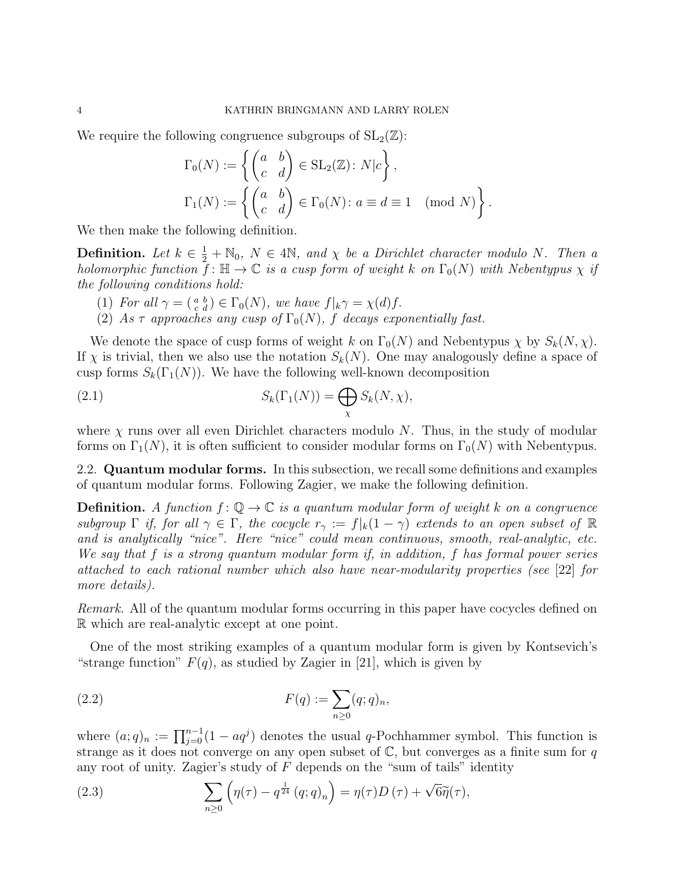We require the following congruence subgroups of $\mathrm{SL}_2(\mathbb{Z})$:

$$\Gamma_0(N) := \left\{ \begin{pmatrix} a & b \\ c & d \end{pmatrix} \in \mathrm{SL}_2(\mathbb{Z}) \colon N | c \right\},$$
$$\Gamma_1(N) := \left\{ \begin{pmatrix} a & b \\ c & d \end{pmatrix} \in \Gamma_0(N) \colon a \equiv d \equiv 1 \pmod{N} \right\}.$$

We then make the following definition.

**Definition.** *Let $k \in \frac{1}{2} + \mathbb{N}_0$, $N \in 4\mathbb{N}$, and $\chi$ be a Dirichlet character modulo $N$. Then a holomorphic function $f \colon \mathbb{H} \to \mathbb{C}$ is a cusp form of weight $k$ on $\Gamma_0(N)$ with Nebentypus $\chi$ if the following conditions hold:*

1. *For all $\gamma = \left(\begin{smallmatrix} a & b \\ c & d \end{smallmatrix}\right) \in \Gamma_0(N)$, we have $f|_k \gamma = \chi(d) f$.*
2. *As $\tau$ approaches any cusp of $\Gamma_0(N)$, $f$ decays exponentially fast.*

We denote the space of cusp forms of weight $k$ on $\Gamma_0(N)$ and Nebentypus $\chi$ by $S_k(N, \chi)$. If $\chi$ is trivial, then we also use the notation $S_k(N)$. One may analogously define a space of cusp forms $S_k(\Gamma_1(N))$. We have the following well-known decomposition

$$S_k(\Gamma_1(N)) = \bigoplus_{\chi} S_k(N, \chi), \tag{2.1}$$

where $\chi$ runs over all even Dirichlet characters modulo $N$. Thus, in the study of modular forms on $\Gamma_1(N)$, it is often sufficient to consider modular forms on $\Gamma_0(N)$ with Nebentypus.

## 2.2. Quantum modular forms.

In this subsection, we recall some definitions and examples of quantum modular forms. Following Zagier, we make the following definition.

**Definition.** *A function $f \colon \mathbb{Q} \to \mathbb{C}$ is a quantum modular form of weight $k$ on a congruence subgroup $\Gamma$ if, for all $\gamma \in \Gamma$, the cocycle $r_\gamma := f|_k(1 - \gamma)$ extends to an open subset of $\mathbb{R}$ and is analytically "nice". Here "nice" could mean continuous, smooth, real-analytic, etc. We say that $f$ is a strong quantum modular form if, in addition, $f$ has formal power series attached to each rational number which also have near-modularity properties (see [22] for more details).*

*Remark.* All of the quantum modular forms occurring in this paper have cocycles defined on $\mathbb{R}$ which are real-analytic except at one point.

One of the most striking examples of a quantum modular form is given by Kontsevich's "strange function" $F(q)$, as studied by Zagier in [21], which is given by

$$F(q) := \sum_{n \geq 0} (q; q)_n, \tag{2.2}$$

where $(a; q)_n := \prod_{j=0}^{n-1} (1 - aq^j)$ denotes the usual $q$-Pochhammer symbol. This function is strange as it does not converge on any open subset of $\mathbb{C}$, but converges as a finite sum for $q$ any root of unity. Zagier's study of $F$ depends on the "sum of tails" identity

$$\sum_{n \geq 0} \left( \eta(\tau) - q^{\frac{1}{24}} \left(q; q\right)_n \right) = \eta(\tau) D\left(\tau\right) + \sqrt{6} \widetilde{\eta}(\tau), \tag{2.3}$$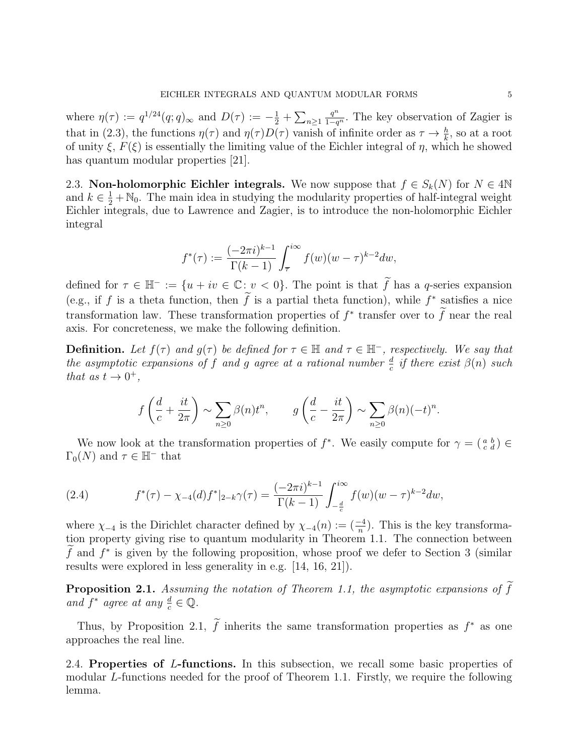where $\eta(\tau) := q^{1/24}(q;q)_\infty$ and $D(\tau) := -\frac{1}{2} + \sum_{n\geq 1} \frac{q^n}{1-q^n}$. The key observation of Zagier is that in (2.3), the functions $\eta(\tau)$ and $\eta(\tau)D(\tau)$ vanish of infinite order as $\tau \to \frac{h}{k}$, so at a root of unity $\xi$, $F(\xi)$ is essentially the limiting value of the Eichler integral of $\eta$, which he showed has quantum modular properties [21].

2.3. **Non-holomorphic Eichler integrals.** We now suppose that $f \in S_k(N)$ for $N \in 4\mathbb{N}$ and $k \in \frac{1}{2} + \mathbb{N}_0$. The main idea in studying the modularity properties of half-integral weight Eichler integrals, due to Lawrence and Zagier, is to introduce the non-holomorphic Eichler integral

$$f^*(\tau) := \frac{(-2\pi i)^{k-1}}{\Gamma(k-1)} \int_{\overline{\tau}}^{i\infty} f(w)(w-\tau)^{k-2} dw,$$

defined for $\tau \in \mathbb{H}^- := \{u + iv \in \mathbb{C} \colon v < 0\}$. The point is that $\widetilde{f}$ has a $q$-series expansion (e.g., if $f$ is a theta function, then $\widetilde{f}$ is a partial theta function), while $f^*$ satisfies a nice transformation law. These transformation properties of $f^*$ transfer over to $\widetilde{f}$ near the real axis. For concreteness, we make the following definition.

**Definition.** *Let $f(\tau)$ and $g(\tau)$ be defined for $\tau \in \mathbb{H}$ and $\tau \in \mathbb{H}^-$, respectively. We say that the asymptotic expansions of $f$ and $g$ agree at a rational number $\frac{d}{c}$ if there exist $\beta(n)$ such that as $t \to 0^+$,*

$$f\left(\frac{d}{c} + \frac{it}{2\pi}\right) \sim \sum_{n\geq 0} \beta(n) t^n, \qquad g\left(\frac{d}{c} - \frac{it}{2\pi}\right) \sim \sum_{n\geq 0} \beta(n)(-t)^n.$$

We now look at the transformation properties of $f^*$. We easily compute for $\gamma = \left(\begin{smallmatrix} a & b \\ c & d \end{smallmatrix}\right) \in \Gamma_0(N)$ and $\tau \in \mathbb{H}^-$ that

$$f^*(\tau) - \chi_{-4}(d) f^*|_{2-k}\gamma(\tau) = \frac{(-2\pi i)^{k-1}}{\Gamma(k-1)} \int_{-\frac{d}{c}}^{i\infty} f(w)(w-\tau)^{k-2} dw, \tag{2.4}$$

where $\chi_{-4}$ is the Dirichlet character defined by $\chi_{-4}(n) := \left(\frac{-4}{n}\right)$. This is the key transformation property giving rise to quantum modularity in Theorem 1.1. The connection between $\widetilde{f}$ and $f^*$ is given by the following proposition, whose proof we defer to Section 3 (similar results were explored in less generality in e.g. [14, 16, 21]).

**Proposition 2.1.** *Assuming the notation of Theorem 1.1, the asymptotic expansions of $\widetilde{f}$ and $f^*$ agree at any $\frac{d}{c} \in \mathbb{Q}$.*

Thus, by Proposition 2.1, $\widetilde{f}$ inherits the same transformation properties as $f^*$ as one approaches the real line.

2.4. **Properties of $L$-functions.** In this subsection, we recall some basic properties of modular $L$-functions needed for the proof of Theorem 1.1. Firstly, we require the following lemma.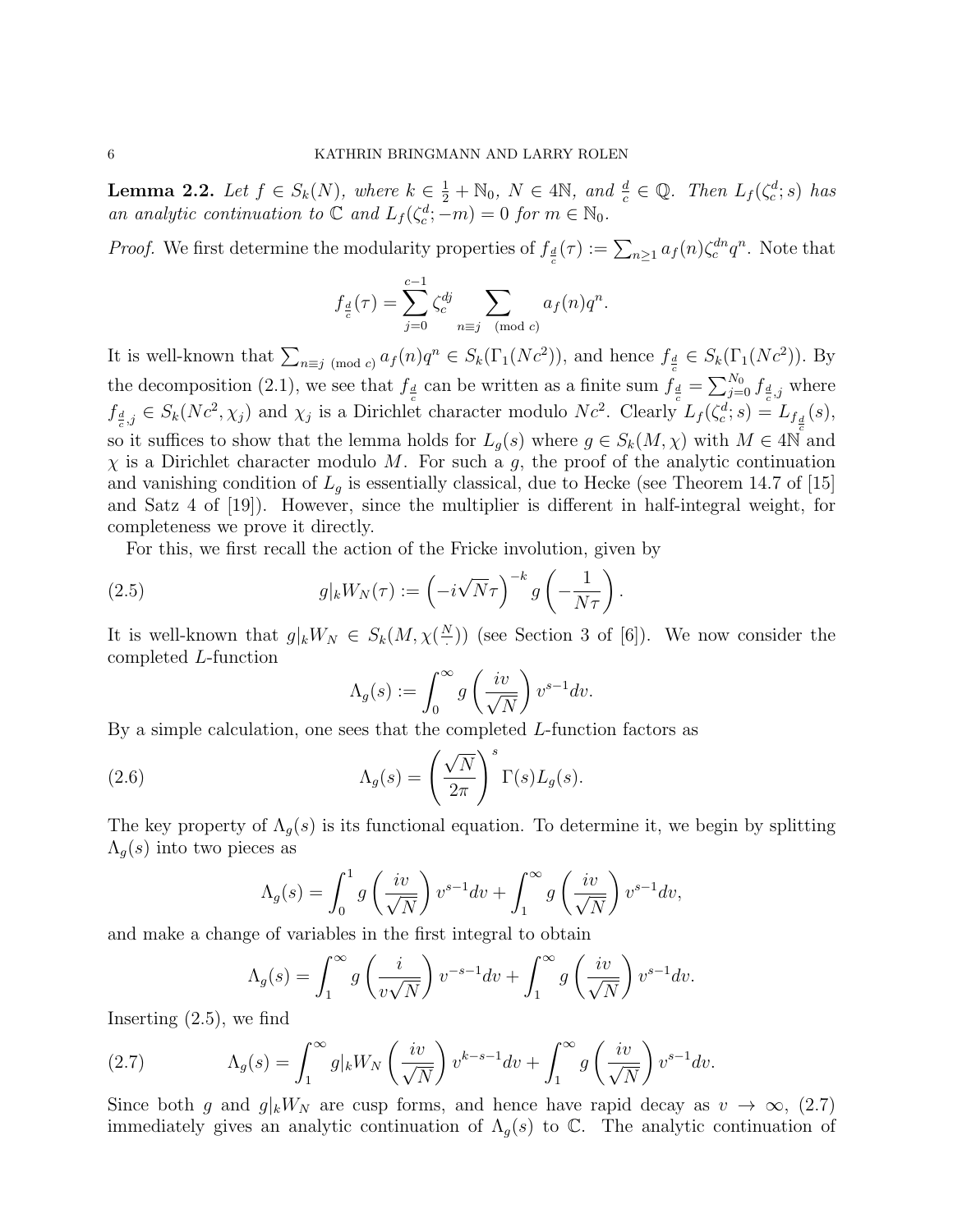**Lemma 2.2.** *Let $f \in S_k(N)$, where $k \in \frac{1}{2} + \mathbb{N}_0$, $N \in 4\mathbb{N}$, and $\frac{d}{c} \in \mathbb{Q}$. Then $L_f(\zeta_c^d; s)$ has an analytic continuation to $\mathbb{C}$ and $L_f(\zeta_c^d; -m) = 0$ for $m \in \mathbb{N}_0$.*

*Proof.* We first determine the modularity properties of $f_{\frac{d}{c}}(\tau) := \sum_{n\geq 1} a_f(n)\zeta_c^{dn} q^n$. Note that

$$f_{\frac{d}{c}}(\tau) = \sum_{j=0}^{c-1} \zeta_c^{dj} \sum_{n\equiv j \pmod{c}} a_f(n)q^n.$$

It is well-known that $\sum_{n\equiv j \pmod{c}} a_f(n)q^n \in S_k(\Gamma_1(Nc^2))$, and hence $f_{\frac{d}{c}} \in S_k(\Gamma_1(Nc^2))$. By the decomposition (2.1), we see that $f_{\frac{d}{c}}$ can be written as a finite sum $f_{\frac{d}{c}} = \sum_{j=0}^{N_0} f_{\frac{d}{c},j}$ where $f_{\frac{d}{c},j} \in S_k(Nc^2, \chi_j)$ and $\chi_j$ is a Dirichlet character modulo $Nc^2$. Clearly $L_f(\zeta_c^d; s) = L_{f_{\frac{d}{c}}}(s)$, so it suffices to show that the lemma holds for $L_g(s)$ where $g \in S_k(M, \chi)$ with $M \in 4\mathbb{N}$ and $\chi$ is a Dirichlet character modulo $M$. For such a $g$, the proof of the analytic continuation and vanishing condition of $L_g$ is essentially classical, due to Hecke (see Theorem 14.7 of [15] and Satz 4 of [19]). However, since the multiplier is different in half-integral weight, for completeness we prove it directly.

For this, we first recall the action of the Fricke involution, given by

$$g|_k W_N(\tau) := \left(-i\sqrt{N}\tau\right)^{-k} g\left(-\frac{1}{N\tau}\right). \tag{2.5}$$

It is well-known that $g|_k W_N \in S_k(M, \chi(\frac{N}{\cdot}))$ (see Section 3 of [6]). We now consider the completed $L$-function

$$\Lambda_g(s) := \int_0^\infty g\left(\frac{iv}{\sqrt{N}}\right) v^{s-1} dv.$$

By a simple calculation, one sees that the completed $L$-function factors as

$$\Lambda_g(s) = \left(\frac{\sqrt{N}}{2\pi}\right)^s \Gamma(s) L_g(s). \tag{2.6}$$

The key property of $\Lambda_g(s)$ is its functional equation. To determine it, we begin by splitting $\Lambda_g(s)$ into two pieces as

$$\Lambda_g(s) = \int_0^1 g\left(\frac{iv}{\sqrt{N}}\right) v^{s-1} dv + \int_1^\infty g\left(\frac{iv}{\sqrt{N}}\right) v^{s-1} dv,$$

and make a change of variables in the first integral to obtain

$$\Lambda_g(s) = \int_1^\infty g\left(\frac{i}{v\sqrt{N}}\right) v^{-s-1} dv + \int_1^\infty g\left(\frac{iv}{\sqrt{N}}\right) v^{s-1} dv.$$

Inserting (2.5), we find

$$\Lambda_g(s) = \int_1^\infty g|_k W_N\left(\frac{iv}{\sqrt{N}}\right) v^{k-s-1} dv + \int_1^\infty g\left(\frac{iv}{\sqrt{N}}\right) v^{s-1} dv. \tag{2.7}$$

Since both $g$ and $g|_k W_N$ are cusp forms, and hence have rapid decay as $v \to \infty$, (2.7) immediately gives an analytic continuation of $\Lambda_g(s)$ to $\mathbb{C}$. The analytic continuation of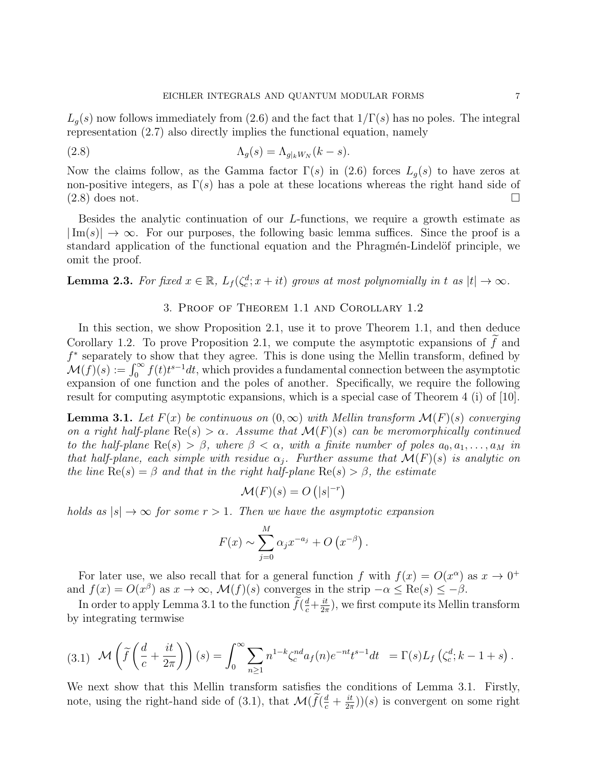$L_g(s)$ now follows immediately from (2.6) and the fact that $1/\Gamma(s)$ has no poles. The integral representation (2.7) also directly implies the functional equation, namely

$$\Lambda_g(s) = \Lambda_{g|_k W_N}(k-s). \tag{2.8}$$

Now the claims follow, as the Gamma factor $\Gamma(s)$ in (2.6) forces $L_g(s)$ to have zeros at non-positive integers, as $\Gamma(s)$ has a pole at these locations whereas the right hand side of (2.8) does not. $\square$

Besides the analytic continuation of our $L$-functions, we require a growth estimate as $|\operatorname{Im}(s)| \to \infty$. For our purposes, the following basic lemma suffices. Since the proof is a standard application of the functional equation and the Phragmén-Lindelöf principle, we omit the proof.

**Lemma 2.3.** *For fixed $x \in \mathbb{R}$, $L_f(\zeta_c^d; x+it)$ grows at most polynomially in $t$ as $|t| \to \infty$.*

## 3. Proof of Theorem 1.1 and Corollary 1.2

In this section, we show Proposition 2.1, use it to prove Theorem 1.1, and then deduce Corollary 1.2. To prove Proposition 2.1, we compute the asymptotic expansions of $\widetilde{f}$ and $f^*$ separately to show that they agree. This is done using the Mellin transform, defined by $\mathcal{M}(f)(s) := \int_0^\infty f(t)t^{s-1}dt$, which provides a fundamental connection between the asymptotic expansion of one function and the poles of another. Specifically, we require the following result for computing asymptotic expansions, which is a special case of Theorem 4 (i) of [10].

**Lemma 3.1.** *Let $F(x)$ be continuous on $(0,\infty)$ with Mellin transform $\mathcal{M}(F)(s)$ converging on a right half-plane $\operatorname{Re}(s) > \alpha$. Assume that $\mathcal{M}(F)(s)$ can be meromorphically continued to the half-plane $\operatorname{Re}(s) > \beta$, where $\beta < \alpha$, with a finite number of poles $a_0, a_1, \ldots, a_M$ in that half-plane, each simple with residue $\alpha_j$. Further assume that $\mathcal{M}(F)(s)$ is analytic on the line $\operatorname{Re}(s) = \beta$ and that in the right half-plane $\operatorname{Re}(s) > \beta$, the estimate*

$$\mathcal{M}(F)(s) = O\left(|s|^{-r}\right)$$

*holds as $|s| \to \infty$ for some $r > 1$. Then we have the asymptotic expansion*

$$F(x) \sim \sum_{j=0}^{M} \alpha_j x^{-a_j} + O\left(x^{-\beta}\right).$$

For later use, we also recall that for a general function $f$ with $f(x) = O(x^\alpha)$ as $x \to 0^+$ and $f(x) = O(x^\beta)$ as $x \to \infty$, $\mathcal{M}(f)(s)$ converges in the strip $-\alpha \leq \operatorname{Re}(s) \leq -\beta$.

In order to apply Lemma 3.1 to the function $\widetilde{f}(\frac{d}{c} + \frac{it}{2\pi})$, we first compute its Mellin transform by integrating termwise

$$\mathcal{M}\left(\widetilde{f}\left(\frac{d}{c} + \frac{it}{2\pi}\right)\right)(s) = \int_0^\infty \sum_{n\geq 1} n^{1-k}\zeta_c^{nd} a_f(n) e^{-nt} t^{s-1} dt \;\; = \Gamma(s) L_f\left(\zeta_c^d; k-1+s\right). \tag{3.1}$$

We next show that this Mellin transform satisfies the conditions of Lemma 3.1. Firstly, note, using the right-hand side of (3.1), that $\mathcal{M}(\widetilde{f}(\frac{d}{c} + \frac{it}{2\pi}))(s)$ is convergent on some right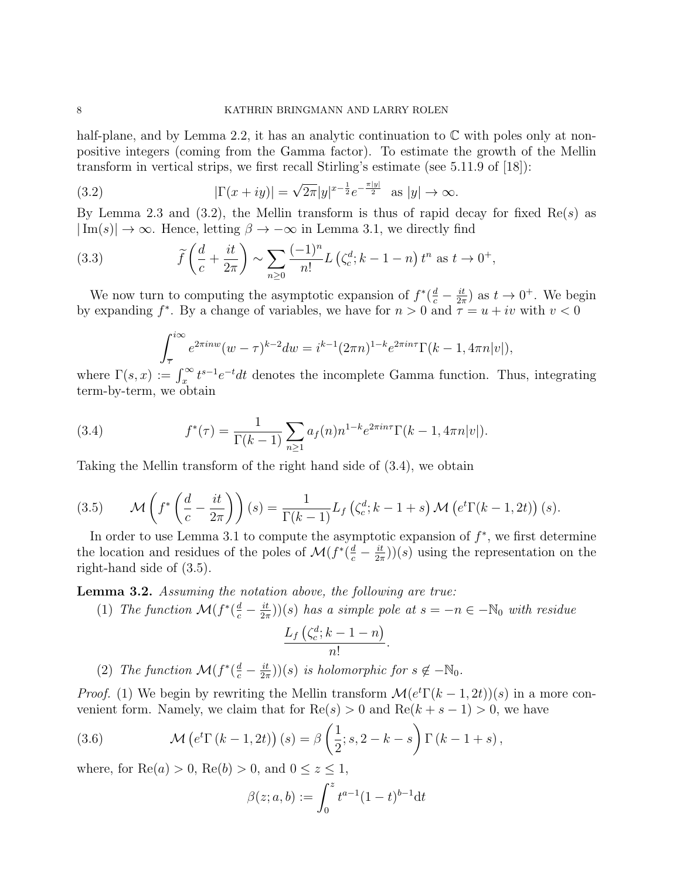half-plane, and by Lemma 2.2, it has an analytic continuation to $\mathbb{C}$ with poles only at non-positive integers (coming from the Gamma factor). To estimate the growth of the Mellin transform in vertical strips, we first recall Stirling's estimate (see 5.11.9 of [18]):

$$|\Gamma(x+iy)| = \sqrt{2\pi}|y|^{x-\frac{1}{2}}e^{-\frac{\pi|y|}{2}} \quad \text{as } |y| \to \infty. \tag{3.2}$$

By Lemma 2.3 and (3.2), the Mellin transform is thus of rapid decay for fixed $\mathrm{Re}(s)$ as $|\mathrm{Im}(s)| \to \infty$. Hence, letting $\beta \to -\infty$ in Lemma 3.1, we directly find

$$\widetilde{f}\left(\frac{d}{c} + \frac{it}{2\pi}\right) \sim \sum_{n\geq 0} \frac{(-1)^n}{n!} L\left(\zeta_c^d; k-1-n\right) t^n \text{ as } t \to 0^+, \tag{3.3}$$

We now turn to computing the asymptotic expansion of $f^*(\frac{d}{c} - \frac{it}{2\pi})$ as $t \to 0^+$. We begin by expanding $f^*$. By a change of variables, we have for $n > 0$ and $\tau = u + iv$ with $v < 0$

$$\int_{\overline{\tau}}^{i\infty} e^{2\pi i n w}(w - \tau)^{k-2} dw = i^{k-1}(2\pi n)^{1-k} e^{2\pi i n \tau}\Gamma(k-1, 4\pi n|v|),$$

where $\Gamma(s,x) := \int_x^\infty t^{s-1}e^{-t}dt$ denotes the incomplete Gamma function. Thus, integrating term-by-term, we obtain

$$f^*(\tau) = \frac{1}{\Gamma(k-1)} \sum_{n\geq 1} a_f(n) n^{1-k} e^{2\pi i n \tau}\Gamma(k-1, 4\pi n|v|). \tag{3.4}$$

Taking the Mellin transform of the right hand side of (3.4), we obtain

$$\mathcal{M}\left(f^*\left(\frac{d}{c} - \frac{it}{2\pi}\right)\right)(s) = \frac{1}{\Gamma(k-1)} L_f\left(\zeta_c^d; k-1+s\right) \mathcal{M}\left(e^t \Gamma(k-1, 2t)\right)(s). \tag{3.5}$$

In order to use Lemma 3.1 to compute the asymptotic expansion of $f^*$, we first determine the location and residues of the poles of $\mathcal{M}(f^*(\frac{d}{c} - \frac{it}{2\pi}))(s)$ using the representation on the right-hand side of (3.5).

**Lemma 3.2.** *Assuming the notation above, the following are true:*

1. *The function $\mathcal{M}(f^*(\frac{d}{c} - \frac{it}{2\pi}))(s)$ has a simple pole at $s = -n \in -\mathbb{N}_0$ with residue*
$$\frac{L_f\left(\zeta_c^d; k-1-n\right)}{n!}.$$
2. *The function $\mathcal{M}(f^*(\frac{d}{c} - \frac{it}{2\pi}))(s)$ is holomorphic for $s \notin -\mathbb{N}_0$.*

*Proof.* (1) We begin by rewriting the Mellin transform $\mathcal{M}(e^t\Gamma(k-1, 2t))(s)$ in a more convenient form. Namely, we claim that for $\mathrm{Re}(s) > 0$ and $\mathrm{Re}(k + s - 1) > 0$, we have

$$\mathcal{M}\left(e^t \Gamma\left(k-1, 2t\right)\right)(s) = \beta\left(\frac{1}{2}; s, 2-k-s\right)\Gamma\left(k-1+s\right), \tag{3.6}$$

where, for $\mathrm{Re}(a) > 0$, $\mathrm{Re}(b) > 0$, and $0 \leq z \leq 1$,

$$\beta(z; a, b) := \int_0^z t^{a-1}(1-t)^{b-1} \mathrm{d}t$$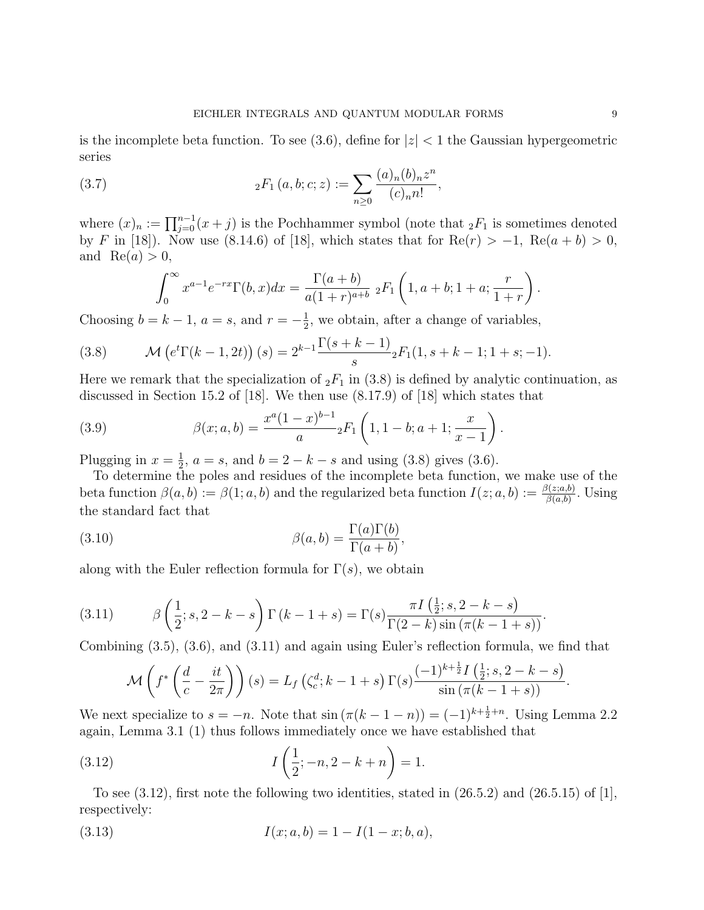is the incomplete beta function. To see (3.6), define for $|z|<1$ the Gaussian hypergeometric series

$$
{}_2F_1\left(a,b;c;z\right) := \sum_{n\geq 0} \frac{(a)_n(b)_n z^n}{(c)_n n!}, \tag{3.7}
$$

where $(x)_n := \prod_{j=0}^{n-1}(x+j)$ is the Pochhammer symbol (note that ${}_2F_1$ is sometimes denoted by $F$ in [18]). Now use (8.14.6) of [18], which states that for $\mathrm{Re}(r)>-1$, $\mathrm{Re}(a+b)>0$, and $\mathrm{Re}(a)>0$,

$$
\int_0^\infty x^{a-1}e^{-rx}\Gamma(b,x)dx = \frac{\Gamma(a+b)}{a(1+r)^{a+b}}\ {}_2F_1\left(1,a+b;1+a;\frac{r}{1+r}\right).
$$

Choosing $b=k-1$, $a=s$, and $r=-\frac{1}{2}$, we obtain, after a change of variables,

$$
\mathcal{M}\left(e^t\Gamma(k-1,2t)\right)(s) = 2^{k-1}\frac{\Gamma(s+k-1)}{s}{}_2F_1(1,s+k-1;1+s;-1). \tag{3.8}
$$

Here we remark that the specialization of ${}_2F_1$ in (3.8) is defined by analytic continuation, as discussed in Section 15.2 of [18]. We then use (8.17.9) of [18] which states that

$$
\beta(x;a,b) = \frac{x^a(1-x)^{b-1}}{a}{}_2F_1\left(1,1-b;a+1;\frac{x}{x-1}\right). \tag{3.9}
$$

Plugging in $x=\frac{1}{2}$, $a=s$, and $b=2-k-s$ and using (3.8) gives (3.6).

To determine the poles and residues of the incomplete beta function, we make use of the beta function $\beta(a,b):=\beta(1;a,b)$ and the regularized beta function $I(z;a,b):=\frac{\beta(z;a,b)}{\beta(a,b)}$. Using the standard fact that

$$
\beta(a,b) = \frac{\Gamma(a)\Gamma(b)}{\Gamma(a+b)}, \tag{3.10}
$$

along with the Euler reflection formula for $\Gamma(s)$, we obtain

$$
\beta\left(\frac{1}{2};s,2-k-s\right)\Gamma\left(k-1+s\right) = \Gamma(s)\frac{\pi I\left(\frac{1}{2};s,2-k-s\right)}{\Gamma(2-k)\sin\left(\pi(k-1+s)\right)}. \tag{3.11}
$$

Combining (3.5), (3.6), and (3.11) and again using Euler's reflection formula, we find that

$$
\mathcal{M}\left(f^*\left(\frac{d}{c}-\frac{it}{2\pi}\right)\right)(s) = L_f\left(\zeta_c^d;k-1+s\right)\Gamma(s)\frac{(-1)^{k+\frac{1}{2}}I\left(\frac{1}{2};s,2-k-s\right)}{\sin\left(\pi(k-1+s)\right)}.
$$

We next specialize to $s=-n$. Note that $\sin\left(\pi(k-1-n)\right)=(-1)^{k+\frac{1}{2}+n}$. Using Lemma 2.2 again, Lemma 3.1 (1) thus follows immediately once we have established that

$$
I\left(\frac{1}{2};-n,2-k+n\right)=1. \tag{3.12}
$$

To see (3.12), first note the following two identities, stated in (26.5.2) and (26.5.15) of [1], respectively:

$$
I(x;a,b) = 1-I(1-x;b,a), \tag{3.13}
$$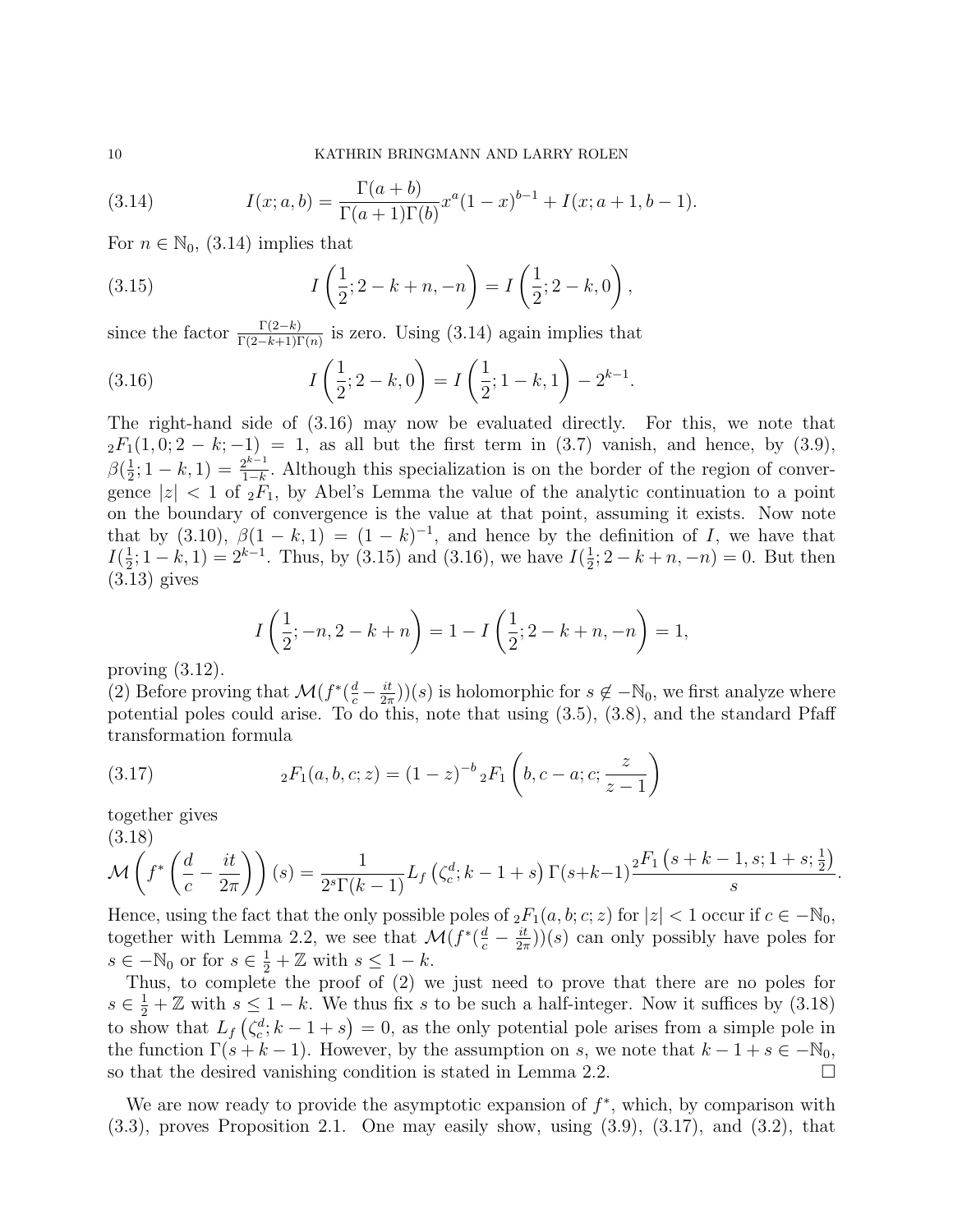$$I(x;a,b) = \frac{\Gamma(a+b)}{\Gamma(a+1)\Gamma(b)} x^a (1-x)^{b-1} + I(x;a+1,b-1). \tag{3.14}$$

For $n \in \mathbb{N}_0$, (3.14) implies that

$$I\left(\frac{1}{2}; 2-k+n, -n\right) = I\left(\frac{1}{2}; 2-k, 0\right), \tag{3.15}$$

since the factor $\frac{\Gamma(2-k)}{\Gamma(2-k+1)\Gamma(n)}$ is zero. Using (3.14) again implies that

$$I\left(\frac{1}{2}; 2-k, 0\right) = I\left(\frac{1}{2}; 1-k, 1\right) - 2^{k-1}. \tag{3.16}$$

The right-hand side of (3.16) may now be evaluated directly. For this, we note that ${}_2F_1(1, 0; 2-k; -1) = 1$, as all but the first term in (3.7) vanish, and hence, by (3.9), $\beta(\frac{1}{2}; 1-k, 1) = \frac{2^{k-1}}{1-k}$. Although this specialization is on the border of the region of convergence $|z| < 1$ of ${}_2F_1$, by Abel's Lemma the value of the analytic continuation to a point on the boundary of convergence is the value at that point, assuming it exists. Now note that by (3.10), $\beta(1-k, 1) = (1-k)^{-1}$, and hence by the definition of $I$, we have that $I(\frac{1}{2}; 1-k, 1) = 2^{k-1}$. Thus, by (3.15) and (3.16), we have $I(\frac{1}{2}; 2-k+n, -n) = 0$. But then (3.13) gives

$$I\left(\frac{1}{2}; -n, 2-k+n\right) = 1 - I\left(\frac{1}{2}; 2-k+n, -n\right) = 1,$$

proving (3.12).

(2) Before proving that $\mathcal{M}(f^*(\frac{d}{c} - \frac{it}{2\pi}))(s)$ is holomorphic for $s \notin -\mathbb{N}_0$, we first analyze where potential poles could arise. To do this, note that using (3.5), (3.8), and the standard Pfaff transformation formula

$${}_2F_1(a, b, c; z) = (1-z)^{-b} \, {}_2F_1\left(b, c-a; c; \frac{z}{z-1}\right) \tag{3.17}$$

together gives

$$\mathcal{M}\left(f^*\left(\frac{d}{c} - \frac{it}{2\pi}\right)\right)(s) = \frac{1}{2^s \Gamma(k-1)} L_f\left(\zeta_c^d; k-1+s\right) \Gamma(s+k-1) \frac{{}_2F_1\left(s+k-1, s; 1+s; \frac{1}{2}\right)}{s}. \tag{3.18}$$

Hence, using the fact that the only possible poles of ${}_2F_1(a, b; c; z)$ for $|z| < 1$ occur if $c \in -\mathbb{N}_0$, together with Lemma 2.2, we see that $\mathcal{M}(f^*(\frac{d}{c} - \frac{it}{2\pi}))(s)$ can only possibly have poles for $s \in -\mathbb{N}_0$ or for $s \in \frac{1}{2} + \mathbb{Z}$ with $s \leq 1-k$.

Thus, to complete the proof of (2) we just need to prove that there are no poles for $s \in \frac{1}{2} + \mathbb{Z}$ with $s \leq 1-k$. We thus fix $s$ to be such a half-integer. Now it suffices by (3.18) to show that $L_f\left(\zeta_c^d; k-1+s\right) = 0$, as the only potential pole arises from a simple pole in the function $\Gamma(s+k-1)$. However, by the assumption on $s$, we note that $k-1+s \in -\mathbb{N}_0$, so that the desired vanishing condition is stated in Lemma 2.2. $\square$

We are now ready to provide the asymptotic expansion of $f^*$, which, by comparison with (3.3), proves Proposition 2.1. One may easily show, using (3.9), (3.17), and (3.2), that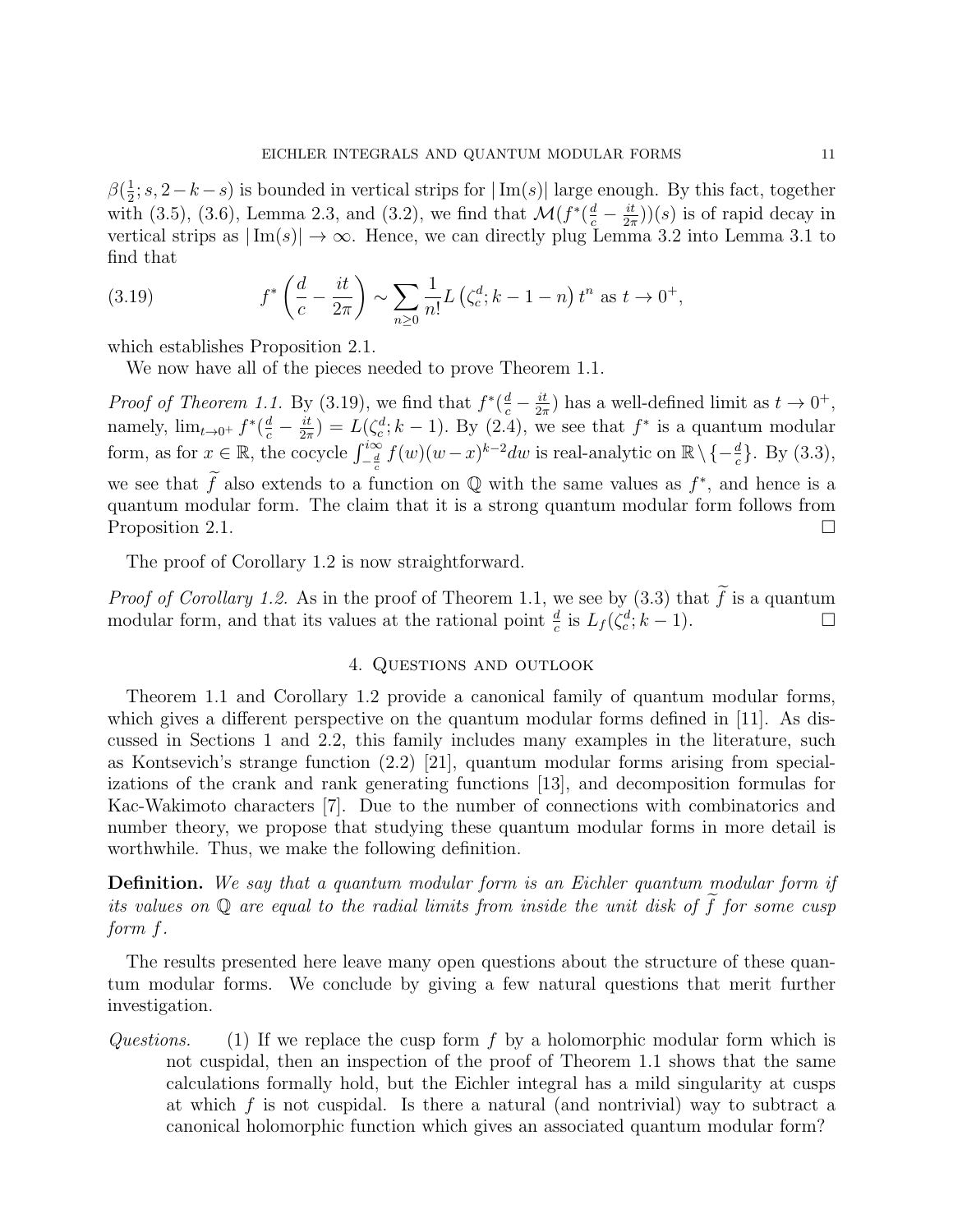$\beta(\frac{1}{2}; s, 2-k-s)$ is bounded in vertical strips for $|\operatorname{Im}(s)|$ large enough. By this fact, together with (3.5), (3.6), Lemma 2.3, and (3.2), we find that $\mathcal{M}(f^*(\frac{d}{c} - \frac{it}{2\pi}))(s)$ is of rapid decay in vertical strips as $|\operatorname{Im}(s)| \to \infty$. Hence, we can directly plug Lemma 3.2 into Lemma 3.1 to find that

$$f^*\left(\frac{d}{c} - \frac{it}{2\pi}\right) \sim \sum_{n\geq 0} \frac{1}{n!} L\left(\zeta_c^d; k-1-n\right) t^n \text{ as } t \to 0^+, \tag{3.19}$$

which establishes Proposition 2.1.

We now have all of the pieces needed to prove Theorem 1.1.

*Proof of Theorem 1.1.* By (3.19), we find that $f^*(\frac{d}{c} - \frac{it}{2\pi})$ has a well-defined limit as $t \to 0^+$, namely, $\lim_{t\to 0^+} f^*(\frac{d}{c} - \frac{it}{2\pi}) = L(\zeta_c^d; k-1)$. By (2.4), we see that $f^*$ is a quantum modular form, as for $x \in \mathbb{R}$, the cocycle $\int_{-\frac{d}{c}}^{i\infty} f(w)(w-x)^{k-2} dw$ is real-analytic on $\mathbb{R} \setminus \{-\frac{d}{c}\}$. By (3.3), we see that $\widetilde{f}$ also extends to a function on $\mathbb{Q}$ with the same values as $f^*$, and hence is a quantum modular form. The claim that it is a strong quantum modular form follows from Proposition 2.1. $\square$

The proof of Corollary 1.2 is now straightforward.

*Proof of Corollary 1.2.* As in the proof of Theorem 1.1, we see by (3.3) that $\widetilde{f}$ is a quantum modular form, and that its values at the rational point $\frac{d}{c}$ is $L_f(\zeta_c^d; k-1)$. $\square$

## 4. Questions and outlook

Theorem 1.1 and Corollary 1.2 provide a canonical family of quantum modular forms, which gives a different perspective on the quantum modular forms defined in [11]. As discussed in Sections 1 and 2.2, this family includes many examples in the literature, such as Kontsevich's strange function (2.2) [21], quantum modular forms arising from specializations of the crank and rank generating functions [13], and decomposition formulas for Kac-Wakimoto characters [7]. Due to the number of connections with combinatorics and number theory, we propose that studying these quantum modular forms in more detail is worthwhile. Thus, we make the following definition.

**Definition.** *We say that a quantum modular form is an Eichler quantum modular form if its values on $\mathbb{Q}$ are equal to the radial limits from inside the unit disk of $\widetilde{f}$ for some cusp form $f$.*

The results presented here leave many open questions about the structure of these quantum modular forms. We conclude by giving a few natural questions that merit further investigation.

*Questions.* (1) If we replace the cusp form $f$ by a holomorphic modular form which is not cuspidal, then an inspection of the proof of Theorem 1.1 shows that the same calculations formally hold, but the Eichler integral has a mild singularity at cusps at which $f$ is not cuspidal. Is there a natural (and nontrivial) way to subtract a canonical holomorphic function which gives an associated quantum modular form?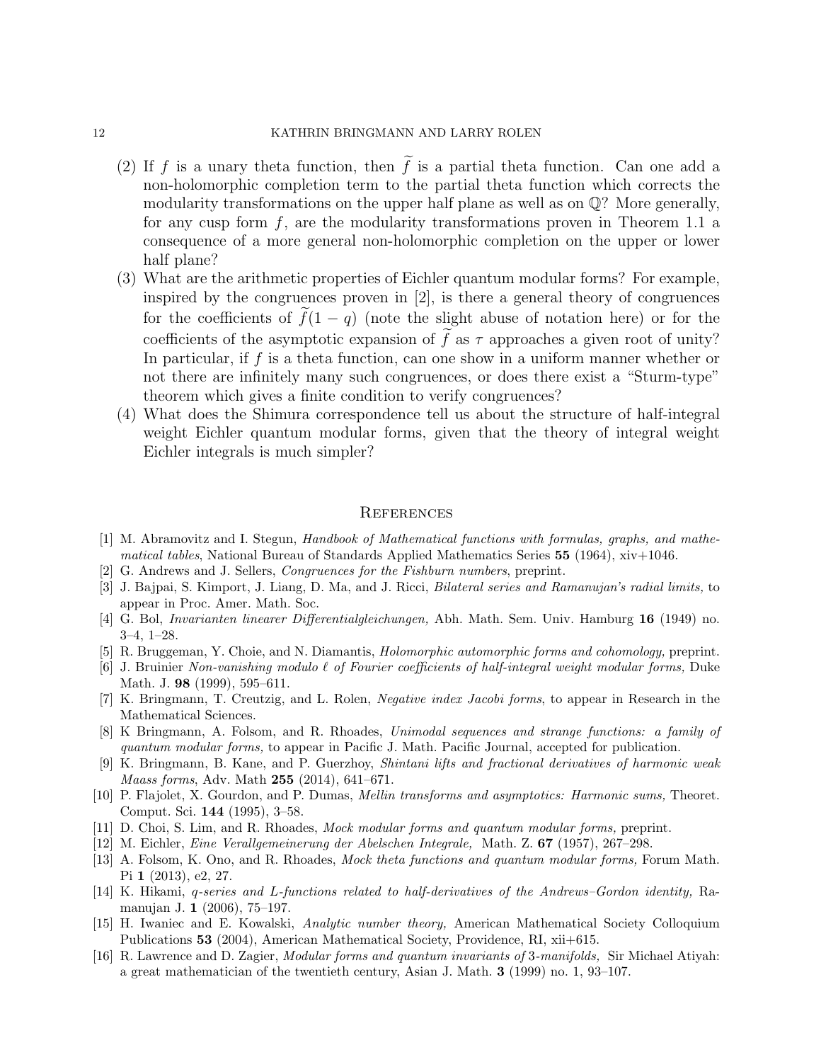(2) If $f$ is a unary theta function, then $\widetilde{f}$ is a partial theta function. Can one add a non-holomorphic completion term to the partial theta function which corrects the modularity transformations on the upper half plane as well as on $\mathbb{Q}$? More generally, for any cusp form $f$, are the modularity transformations proven in Theorem 1.1 a consequence of a more general non-holomorphic completion on the upper or lower half plane?

(3) What are the arithmetic properties of Eichler quantum modular forms? For example, inspired by the congruences proven in [2], is there a general theory of congruences for the coefficients of $\widetilde{f}(1-q)$ (note the slight abuse of notation here) or for the coefficients of the asymptotic expansion of $\widetilde{f}$ as $\tau$ approaches a given root of unity? In particular, if $f$ is a theta function, can one show in a uniform manner whether or not there are infinitely many such congruences, or does there exist a "Sturm-type" theorem which gives a finite condition to verify congruences?

(4) What does the Shimura correspondence tell us about the structure of half-integral weight Eichler quantum modular forms, given that the theory of integral weight Eichler integrals is much simpler?

## References

[1] M. Abramovitz and I. Stegun, *Handbook of Mathematical functions with formulas, graphs, and mathematical tables*, National Bureau of Standards Applied Mathematics Series **55** (1964), xiv+1046.

[2] G. Andrews and J. Sellers, *Congruences for the Fishburn numbers*, preprint.

[3] J. Bajpai, S. Kimport, J. Liang, D. Ma, and J. Ricci, *Bilateral series and Ramanujan's radial limits,* to appear in Proc. Amer. Math. Soc.

[4] G. Bol, *Invarianten linearer Differentialgleichungen,* Abh. Math. Sem. Univ. Hamburg **16** (1949) no. 3–4, 1–28.

[5] R. Bruggeman, Y. Choie, and N. Diamantis, *Holomorphic automorphic forms and cohomology,* preprint.

[6] J. Bruinier *Non-vanishing modulo $\ell$ of Fourier coefficients of half-integral weight modular forms,* Duke Math. J. **98** (1999), 595–611.

[7] K. Bringmann, T. Creutzig, and L. Rolen, *Negative index Jacobi forms*, to appear in Research in the Mathematical Sciences.

[8] K Bringmann, A. Folsom, and R. Rhoades, *Unimodal sequences and strange functions: a family of quantum modular forms,* to appear in Pacific J. Math. Pacific Journal, accepted for publication.

[9] K. Bringmann, B. Kane, and P. Guerzhoy, *Shintani lifts and fractional derivatives of harmonic weak Maass forms*, Adv. Math **255** (2014), 641–671.

[10] P. Flajolet, X. Gourdon, and P. Dumas, *Mellin transforms and asymptotics: Harmonic sums,* Theoret. Comput. Sci. **144** (1995), 3–58.

[11] D. Choi, S. Lim, and R. Rhoades, *Mock modular forms and quantum modular forms,* preprint.

[12] M. Eichler, *Eine Verallgemeinerung der Abelschen Integrale,* Math. Z. **67** (1957), 267–298.

[13] A. Folsom, K. Ono, and R. Rhoades, *Mock theta functions and quantum modular forms,* Forum Math. Pi **1** (2013), e2, 27.

[14] K. Hikami, *q-series and L-functions related to half-derivatives of the Andrews–Gordon identity,* Ramanujan J. **1** (2006), 75–197.

[15] H. Iwaniec and E. Kowalski, *Analytic number theory,* American Mathematical Society Colloquium Publications **53** (2004), American Mathematical Society, Providence, RI, xii+615.

[16] R. Lawrence and D. Zagier, *Modular forms and quantum invariants of* 3*-manifolds,* Sir Michael Atiyah: a great mathematician of the twentieth century, Asian J. Math. **3** (1999) no. 1, 93–107.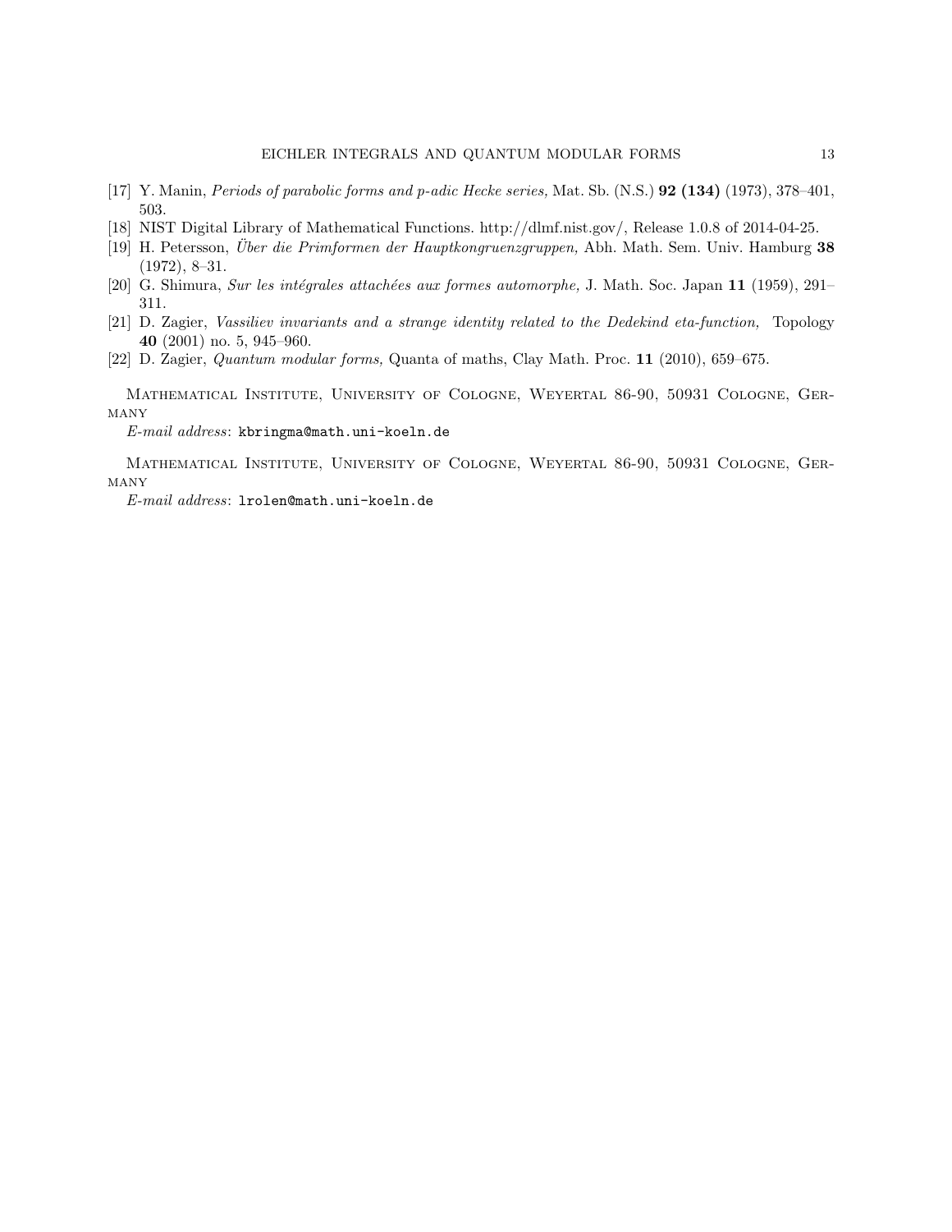[17] Y. Manin, *Periods of parabolic forms and p-adic Hecke series,* Mat. Sb. (N.S.) **92 (134)** (1973), 378–401, 503.

[18] NIST Digital Library of Mathematical Functions. http://dlmf.nist.gov/, Release 1.0.8 of 2014-04-25.

[19] H. Petersson, *Über die Primformen der Hauptkongruenzgruppen,* Abh. Math. Sem. Univ. Hamburg **38** (1972), 8–31.

[20] G. Shimura, *Sur les intégrales attachées aux formes automorphe,* J. Math. Soc. Japan **11** (1959), 291–311.

[21] D. Zagier, *Vassiliev invariants and a strange identity related to the Dedekind eta-function,* Topology **40** (2001) no. 5, 945–960.

[22] D. Zagier, *Quantum modular forms,* Quanta of maths, Clay Math. Proc. **11** (2010), 659–675.

Mathematical Institute, University of Cologne, Weyertal 86-90, 50931 Cologne, Germany

*E-mail address*: `kbringma@math.uni-koeln.de`

Mathematical Institute, University of Cologne, Weyertal 86-90, 50931 Cologne, Germany

*E-mail address*: `lrolen@math.uni-koeln.de`